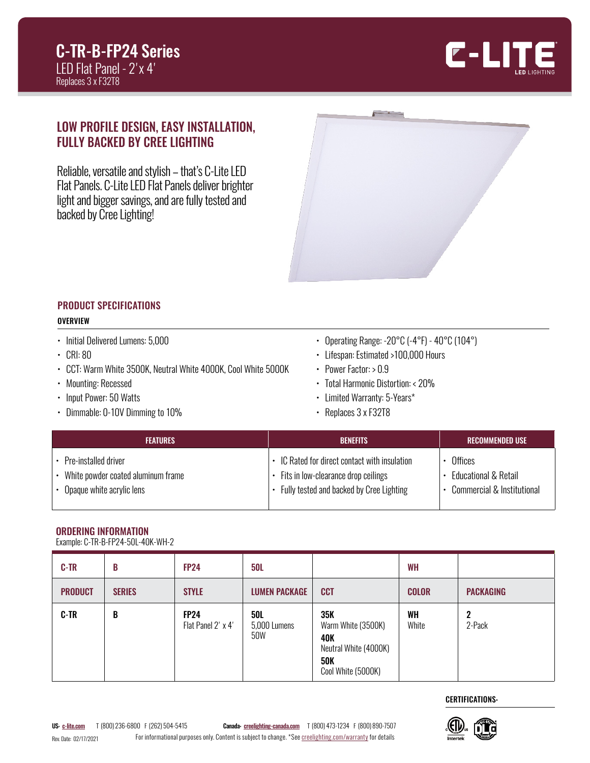# C-TR-B-FP24 Series

LED Flat Panel - 2' x 4'

Replaces 3 x F32T8

## LOW PROFILE DESIGN, EASY INSTALLATION, FULLY BACKED BY CREE LIGHTING

Reliable, versatile and stylish – that's C-Lite LED Flat Panels. C-Lite LED Flat Panels deliver brighter light and bigger savings, and are fully tested and backed by Cree Lighting!

## PRODUCT SPECIFICATIONS

### OVERVIEW

- Initial Delivered Lumens: 5,000
- CRI: 80
- CCT: Warm White 3500K, Neutral White 4000K, Cool White 5000K
- Mounting: Recessed
- Input Power: 50 Watts
- Dimmable: 0-10V Dimming to 10%
- Operating Range: -20°C (-4°F) - 40°C (104°)
- Lifespan: Estimated >100,000 Hours
- Power Factor: > 0.9
- Total Harmonic Distortion: < 20%
- Limited Warranty: 5-Years*
- Replaces 3 x F32T8

| FEATURES | BENEFITS | RECOMMENDED USE |
|---|---|---|
| • Pre-installed driver<br>• White powder coated aluminum frame<br>• Opaque white acrylic lens | • IC Rated for direct contact with insulation<br>• Fits in low-clearance drop ceilings<br>• Fully tested and backed by Cree Lighting | • Offices<br>• Educational & Retail<br>• Commercial & Institutional |

## ORDERING INFORMATION

Example: C-TR-B-FP24-50L-40K-WH-2

| C-TR | B | FP24 | 50L | | WH | |
|---|---|---|---|---|---|---|
| **PRODUCT** | **SERIES** | **STYLE** | **LUMEN PACKAGE** | **CCT** | **COLOR** | **PACKAGING** |
| **C-TR** | **B** | **FP24**<br>Flat Panel 2' x 4' | **50L**<br>5,000 Lumens<br>50W | **35K**<br>Warm White (3500K)<br>**40K**<br>Neutral White (4000K)<br>**50K**<br>Cool White (5000K) | **WH**<br>White | **2**<br>2-Pack |

**CERTIFICATIONS:**

**US:** c-lite.com T (800) 236-6800 F (262) 504-5415 **Canada:** creelighting-canada.com T (800) 473-1234 F (800) 890-7507

Rev. Date: 02/17/2021 For informational purposes only. Content is subject to change. *See creelighting.com/warranty for details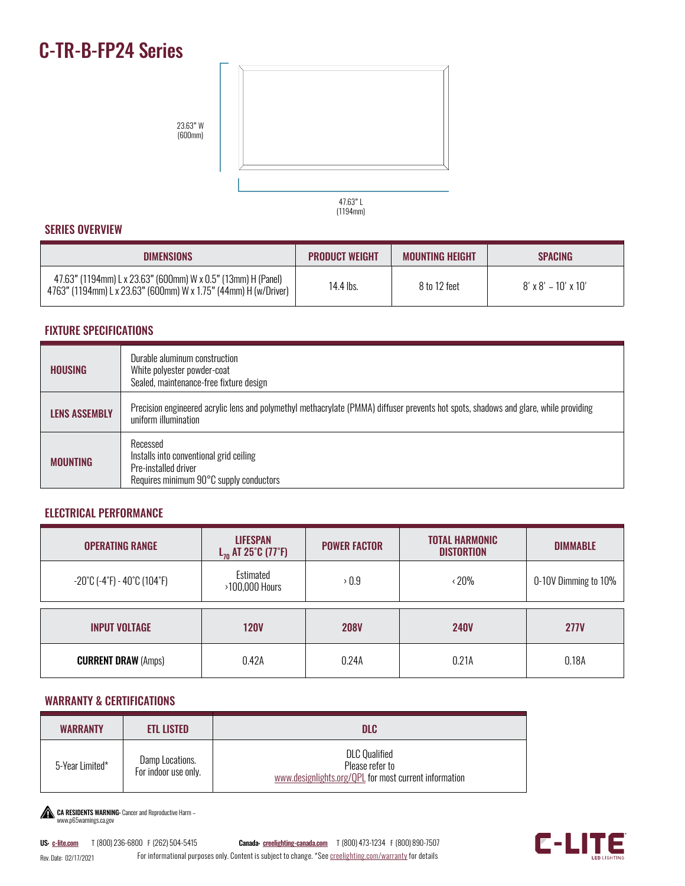# C-TR-B-FP24 Series

23.63" W
(600mm)

47.63" L
(1194mm)

## SERIES OVERVIEW

| DIMENSIONS | PRODUCT WEIGHT | MOUNTING HEIGHT | SPACING |
|---|---|---|---|
| 47.63" (1194mm) L x 23.63" (600mm) W x 0.5" (13mm) H (Panel)<br>4763" (1194mm) L x 23.63" (600mm) W x 1.75" (44mm) H (w/Driver) | 14.4 lbs. | 8 to 12 feet | 8' x 8' – 10' x 10' |

## FIXTURE SPECIFICATIONS

| | |
|---|---|
| **HOUSING** | Durable aluminum construction<br>White polyester powder-coat<br>Sealed, maintenance-free fixture design |
| **LENS ASSEMBLY** | Precision engineered acrylic lens and polymethyl methacrylate (PMMA) diffuser prevents hot spots, shadows and glare, while providing uniform illumination |
| **MOUNTING** | Recessed<br>Installs into conventional grid ceiling<br>Pre-installed driver<br>Requires minimum 90°C supply conductors |

## ELECTRICAL PERFORMANCE

| OPERATING RANGE | LIFESPAN $L_{70}$ AT 25°C (77°F) | POWER FACTOR | TOTAL HARMONIC DISTORTION | DIMMABLE |
|---|---|---|---|---|
| -20°C (-4°F) - 40°C (104°F) | Estimated<br>›100,000 Hours | › 0.9 | ‹ 20% | 0-10V Dimming to 10% |

| INPUT VOLTAGE | 120V | 208V | 240V | 277V |
|---|---|---|---|---|
| **CURRENT DRAW** (Amps) | 0.42A | 0.24A | 0.21A | 0.18A |

## WARRANTY & CERTIFICATIONS

| WARRANTY | ETL LISTED | DLC |
|---|---|---|
| 5-Year Limited* | Damp Locations.<br>For indoor use only. | DLC Qualified<br>Please refer to<br>www.designlights.org/QPL for most current information |

**CA RESIDENTS WARNING:** Cancer and Reproductive Harm – www.p65warnings.ca.gov

**US:** c-lite.com T (800) 236-6800 F (262) 504-5415 **Canada:** creelighting-canada.com T (800) 473-1234 F (800) 890-7507

Rev. Date: 02/17/2021 For informational purposes only. Content is subject to change. *See creelighting.com/warranty for details

C-LITE LED LIGHTING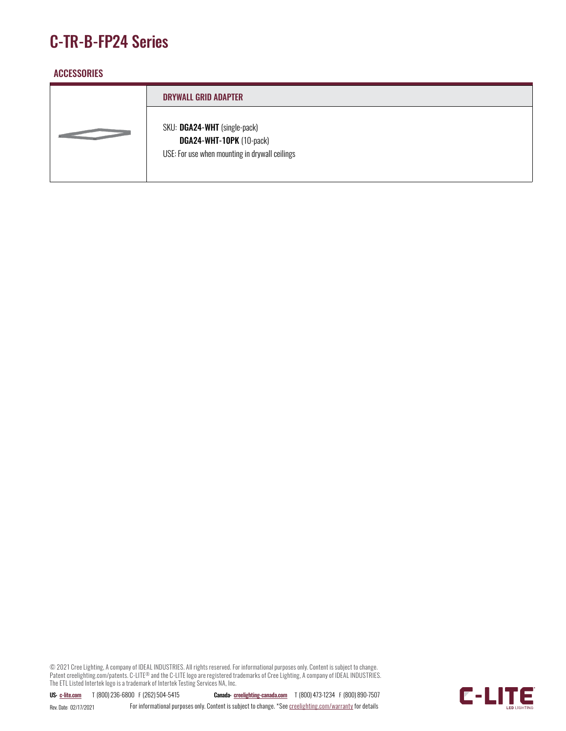# C-TR-B-FP24 Series

## ACCESSORIES

| | DRYWALL GRID ADAPTER |
|---|---|
| | SKU: **DGA24-WHT** (single-pack)<br>**DGA24-WHT-10PK** (10-pack)<br>USE: For use when mounting in drywall ceilings |

© 2021 Cree Lighting, A company of IDEAL INDUSTRIES. All rights reserved. For informational purposes only. Content is subject to change. Patent creelighting.com/patents. C-LITE® and the C-LITE logo are registered trademarks of Cree Lighting, A company of IDEAL INDUSTRIES. The ETL Listed Intertek logo is a trademark of Intertek Testing Services NA, Inc.

**US-** c-lite.com T (800) 236-6800 F (262) 504-5415 **Canada-** creelighting-canada.com T (800) 473-1234 F (800) 890-7507

Rev. Date: 02/17/2021 For informational purposes only. Content is subject to change. *See creelighting.com/warranty for details